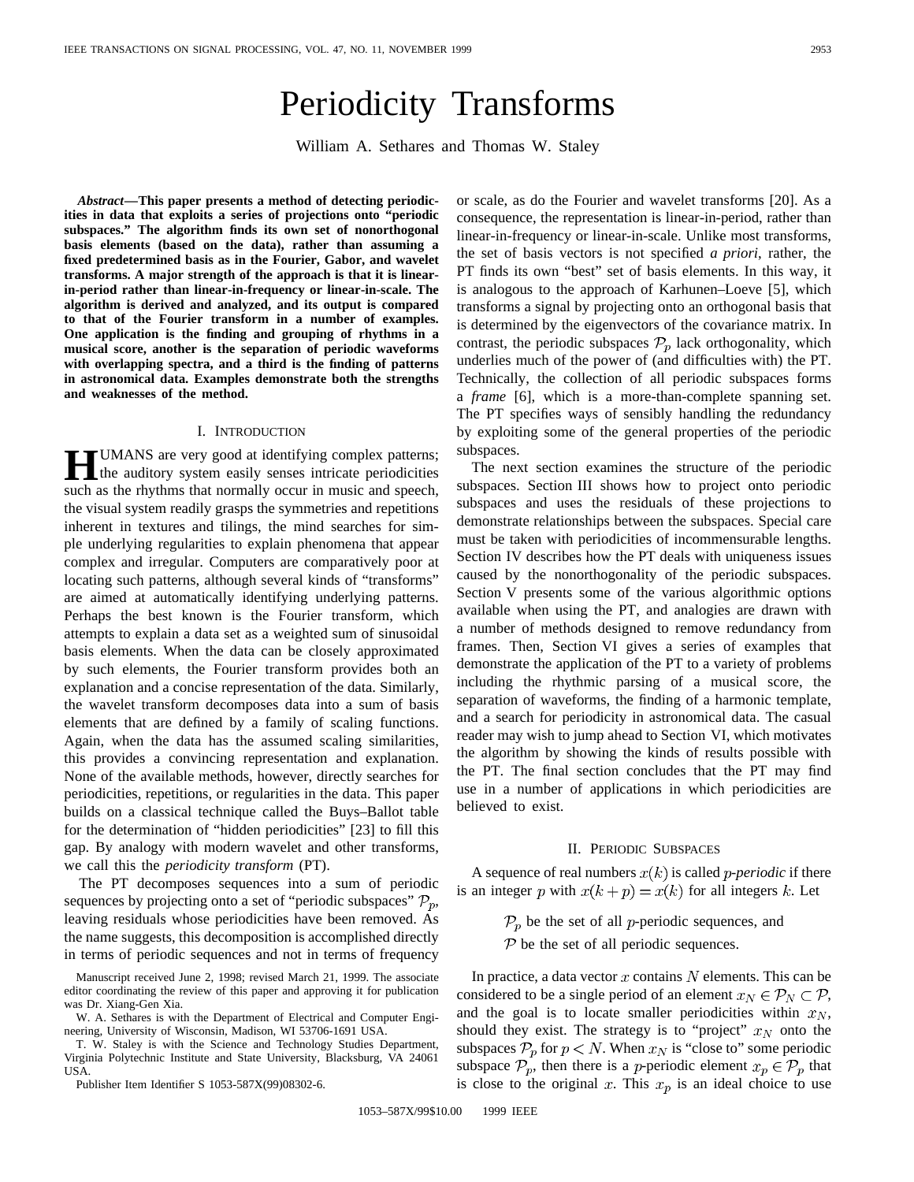# Periodicity Transforms

William A. Sethares and Thomas W. Staley

***Abstract*—This paper presents a method of detecting periodicities in data that exploits a series of projections onto "periodic subspaces." The algorithm finds its own set of nonorthogonal basis elements (based on the data), rather than assuming a fixed predetermined basis as in the Fourier, Gabor, and wavelet transforms. A major strength of the approach is that it is linear-in-period rather than linear-in-frequency or linear-in-scale. The algorithm is derived and analyzed, and its output is compared to that of the Fourier transform in a number of examples. One application is the finding and grouping of rhythms in a musical score, another is the separation of periodic waveforms with overlapping spectra, and a third is the finding of patterns in astronomical data. Examples demonstrate both the strengths and weaknesses of the method.**

## I. Introduction

HUMANS are very good at identifying complex patterns; the auditory system easily senses intricate periodicities such as the rhythms that normally occur in music and speech, the visual system readily grasps the symmetries and repetitions inherent in textures and tilings, the mind searches for simple underlying regularities to explain phenomena that appear complex and irregular. Computers are comparatively poor at locating such patterns, although several kinds of "transforms" are aimed at automatically identifying underlying patterns. Perhaps the best known is the Fourier transform, which attempts to explain a data set as a weighted sum of sinusoidal basis elements. When the data can be closely approximated by such elements, the Fourier transform provides both an explanation and a concise representation of the data. Similarly, the wavelet transform decomposes data into a sum of basis elements that are defined by a family of scaling functions. Again, when the data has the assumed scaling similarities, this provides a convincing representation and explanation. None of the available methods, however, directly searches for periodicities, repetitions, or regularities in the data. This paper builds on a classical technique called the Buys–Ballot table for the determination of "hidden periodicities" [23] to fill this gap. By analogy with modern wavelet and other transforms, we call this the *periodicity transform* (PT).

The PT decomposes sequences into a sum of periodic sequences by projecting onto a set of "periodic subspaces" $\mathcal{P}_p$, leaving residuals whose periodicities have been removed. As the name suggests, this decomposition is accomplished directly in terms of periodic sequences and not in terms of frequency or scale, as do the Fourier and wavelet transforms [20]. As a consequence, the representation is linear-in-period, rather than linear-in-frequency or linear-in-scale. Unlike most transforms, the set of basis vectors is not specified *a priori*, rather, the PT finds its own "best" set of basis elements. In this way, it is analogous to the approach of Karhunen–Loeve [5], which transforms a signal by projecting onto an orthogonal basis that is determined by the eigenvectors of the covariance matrix. In contrast, the periodic subspaces $\mathcal{P}_p$ lack orthogonality, which underlies much of the power of (and difficulties with) the PT. Technically, the collection of all periodic subspaces forms a *frame* [6], which is a more-than-complete spanning set. The PT specifies ways of sensibly handling the redundancy by exploiting some of the general properties of the periodic subspaces.

The next section examines the structure of the periodic subspaces. Section III shows how to project onto periodic subspaces and uses the residuals of these projections to demonstrate relationships between the subspaces. Special care must be taken with periodicities of incommensurable lengths. Section IV describes how the PT deals with uniqueness issues caused by the nonorthogonality of the periodic subspaces. Section V presents some of the various algorithmic options available when using the PT, and analogies are drawn with a number of methods designed to remove redundancy from frames. Then, Section VI gives a series of examples that demonstrate the application of the PT to a variety of problems including the rhythmic parsing of a musical score, the separation of waveforms, the finding of a harmonic template, and a search for periodicity in astronomical data. The casual reader may wish to jump ahead to Section VI, which motivates the algorithm by showing the kinds of results possible with the PT. The final section concludes that the PT may find use in a number of applications in which periodicities are believed to exist.

Manuscript received June 2, 1998; revised March 21, 1999. The associate editor coordinating the review of this paper and approving it for publication was Dr. Xiang-Gen Xia.

W. A. Sethares is with the Department of Electrical and Computer Engineering, University of Wisconsin, Madison, WI 53706-1691 USA.

T. W. Staley is with the Science and Technology Studies Department, Virginia Polytechnic Institute and State University, Blacksburg, VA 24061 USA.

Publisher Item Identifier S 1053-587X(99)08302-6.

## II. Periodic Subspaces

A sequence of real numbers $x(k)$ is called *p-periodic* if there is an integer $p$ with $x(k+p) = x(k)$ for all integers $k$. Let

$\mathcal{P}_p$ be the set of all $p$-periodic sequences, and

$\mathcal{P}$ be the set of all periodic sequences.

In practice, a data vector $x$ contains $N$ elements. This can be considered to be a single period of an element $x_N \in \mathcal{P}_N \subset \mathcal{P}$, and the goal is to locate smaller periodicities within $x_N$, should they exist. The strategy is to "project" $x_N$ onto the subspaces $\mathcal{P}_p$ for $p < N$. When $x_N$ is "close to" some periodic subspace $\mathcal{P}_p$, then there is a $p$-periodic element $x_p \in \mathcal{P}_p$ that is close to the original $x$. This $x_p$ is an ideal choice to use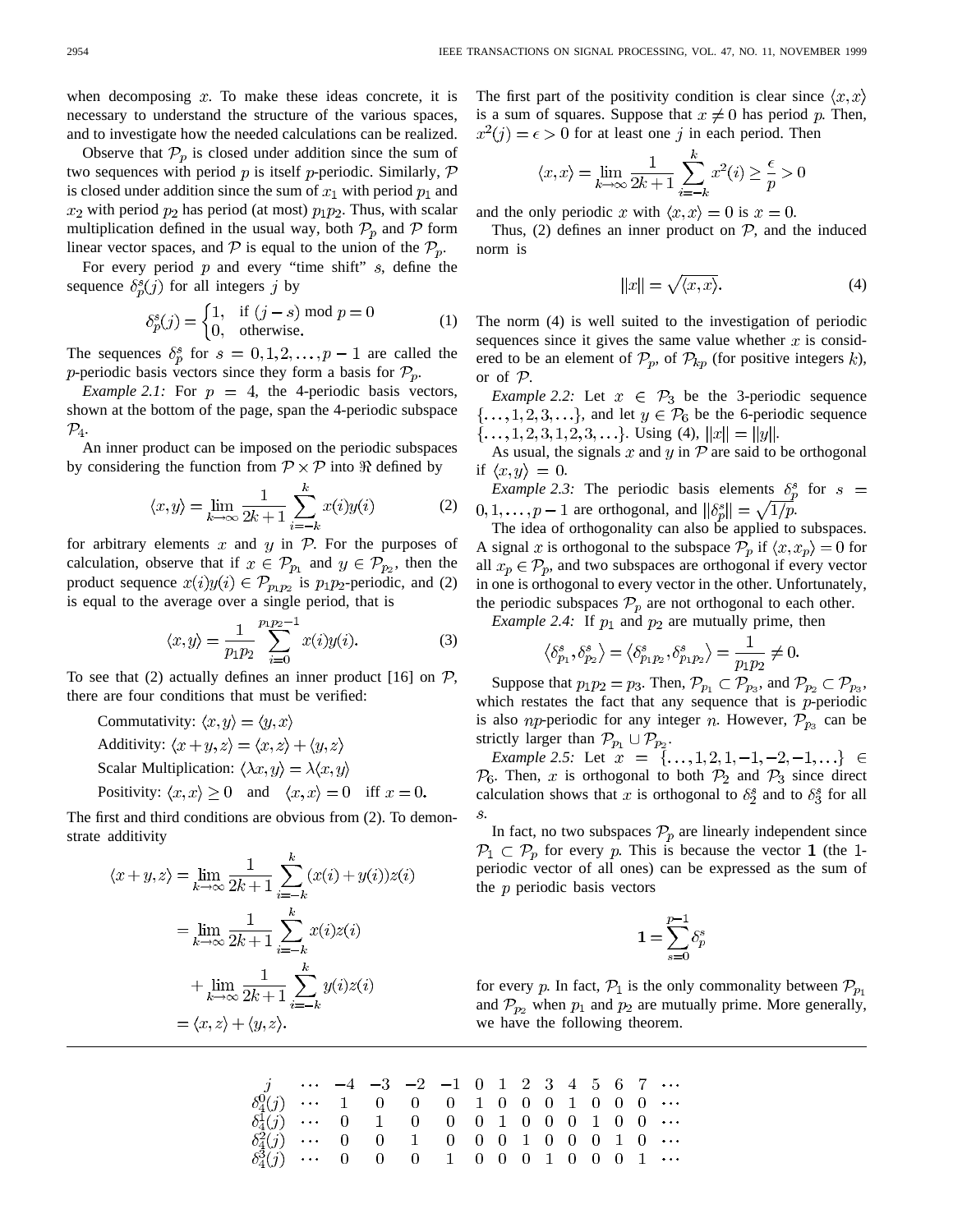when decomposing $x$. To make these ideas concrete, it is necessary to understand the structure of the various spaces, and to investigate how the needed calculations can be realized.

Observe that $\mathcal{P}_p$ is closed under addition since the sum of two sequences with period $p$ is itself $p$-periodic. Similarly, $\mathcal{P}$ is closed under addition since the sum of $x_1$ with period $p_1$ and $x_2$ with period $p_2$ has period (at most) $p_1 p_2$. Thus, with scalar multiplication defined in the usual way, both $\mathcal{P}_p$ and $\mathcal{P}$ form linear vector spaces, and $\mathcal{P}$ is equal to the union of the $\mathcal{P}_p$.

For every period $p$ and every "time shift" $s$, define the sequence $\delta_p^s(j)$ for all integers $j$ by

$$\delta_p^s(j) = \begin{cases} 1, & \text{if } (j-s) \bmod p = 0 \\ 0, & \text{otherwise.} \end{cases} \tag{1}$$

The sequences $\delta_p^s$ for $s = 0, 1, 2, \ldots, p-1$ are called the $p$-periodic basis vectors since they form a basis for $\mathcal{P}_p$.

*Example 2.1:* For $p = 4$, the 4-periodic basis vectors, shown at the bottom of the page, span the 4-periodic subspace $\mathcal{P}_4$.

An inner product can be imposed on the periodic subspaces by considering the function from $\mathcal{P} \times \mathcal{P}$ into $\Re$ defined by

$$\langle x, y \rangle = \lim_{k \to \infty} \frac{1}{2k+1} \sum_{i=-k}^{k} x(i) y(i) \tag{2}$$

for arbitrary elements $x$ and $y$ in $\mathcal{P}$. For the purposes of calculation, observe that if $x \in \mathcal{P}_{p_1}$ and $y \in \mathcal{P}_{p_2}$, then the product sequence $x(i)y(i) \in \mathcal{P}_{p_1 p_2}$ is $p_1 p_2$-periodic, and (2) is equal to the average over a single period, that is

$$\langle x, y \rangle = \frac{1}{p_1 p_2} \sum_{i=0}^{p_1 p_2 - 1} x(i) y(i). \tag{3}$$

To see that (2) actually defines an inner product [16] on $\mathcal{P}$, there are four conditions that must be verified:

Commutativity: $\langle x, y \rangle = \langle y, x \rangle$

Additivity: $\langle x + y, z \rangle = \langle x, z \rangle + \langle y, z \rangle$

Scalar Multiplication: $\langle \lambda x, y \rangle = \lambda \langle x, y \rangle$

Positivity: $\langle x, x \rangle \geq 0$ and $\langle x, x \rangle = 0$ iff $x = 0$.

The first and third conditions are obvious from (2). To demonstrate additivity

$$\begin{aligned} \langle x + y, z \rangle &= \lim_{k \to \infty} \frac{1}{2k+1} \sum_{i=-k}^{k} (x(i) + y(i)) z(i) \\ &= \lim_{k \to \infty} \frac{1}{2k+1} \sum_{i=-k}^{k} x(i) z(i) \\ &\quad + \lim_{k \to \infty} \frac{1}{2k+1} \sum_{i=-k}^{k} y(i) z(i) \\ &= \langle x, z \rangle + \langle y, z \rangle. \end{aligned}$$

The first part of the positivity condition is clear since $\langle x, x \rangle$ is a sum of squares. Suppose that $x \neq 0$ has period $p$. Then, $x^2(j) = \epsilon > 0$ for at least one $j$ in each period. Then

$$\langle x, x \rangle = \lim_{k \to \infty} \frac{1}{2k+1} \sum_{i=-k}^{k} x^2(i) \geq \frac{\epsilon}{p} > 0$$

and the only periodic $x$ with $\langle x, x \rangle = 0$ is $x = 0$.

Thus, (2) defines an inner product on $\mathcal{P}$, and the induced norm is

$$\|x\| = \sqrt{\langle x, x \rangle}. \tag{4}$$

The norm (4) is well suited to the investigation of periodic sequences since it gives the same value whether $x$ is considered to be an element of $\mathcal{P}_p$, of $\mathcal{P}_{kp}$ (for positive integers $k$), or of $\mathcal{P}$.

*Example 2.2:* Let $x \in \mathcal{P}_3$ be the 3-periodic sequence $\{\ldots, 1, 2, 3, \ldots\}$, and let $y \in \mathcal{P}_6$ be the 6-periodic sequence $\{\ldots, 1, 2, 3, 1, 2, 3, \ldots\}$. Using (4), $\|x\| = \|y\|$.

As usual, the signals $x$ and $y$ in $\mathcal{P}$ are said to be orthogonal if $\langle x, y \rangle = 0$.

*Example 2.3:* The periodic basis elements $\delta_p^s$ for $s = 0, 1, \ldots, p-1$ are orthogonal, and $\|\delta_p^s\| = \sqrt{1/p}$.

The idea of orthogonality can also be applied to subspaces. A signal $x$ is orthogonal to the subspace $\mathcal{P}_p$ if $\langle x, x_p \rangle = 0$ for all $x_p \in \mathcal{P}_p$, and two subspaces are orthogonal if every vector in one is orthogonal to every vector in the other. Unfortunately, the periodic subspaces $\mathcal{P}_p$ are not orthogonal to each other.

*Example 2.4:* If $p_1$ and $p_2$ are mutually prime, then

$$\langle \delta_{p_1}^s, \delta_{p_2}^s \rangle = \langle \delta_{p_1 p_2}^s, \delta_{p_1 p_2}^s \rangle = \frac{1}{p_1 p_2} \neq 0.$$

Suppose that $p_1 p_2 = p_3$. Then, $\mathcal{P}_{p_1} \subset \mathcal{P}_{p_3}$, and $\mathcal{P}_{p_2} \subset \mathcal{P}_{p_3}$, which restates the fact that any sequence that is $p$-periodic is also $np$-periodic for any integer $n$. However, $\mathcal{P}_{p_3}$ can be strictly larger than $\mathcal{P}_{p_1} \cup \mathcal{P}_{p_2}$.

*Example 2.5:* Let $x = \{\ldots, 1, 2, 1, -1, -2, -1, \ldots\} \in \mathcal{P}_6$. Then, $x$ is orthogonal to both $\mathcal{P}_2$ and $\mathcal{P}_3$ since direct calculation shows that $x$ is orthogonal to $\delta_2^s$ and to $\delta_3^s$ for all $s$.

In fact, no two subspaces $\mathcal{P}_p$ are linearly independent since $\mathcal{P}_1 \subset \mathcal{P}_p$ for every $p$. This is because the vector $\mathbf{1}$ (the 1-periodic vector of all ones) can be expressed as the sum of the $p$ periodic basis vectors

$$\mathbf{1} = \sum_{s=0}^{p-1} \delta_p^s$$

for every $p$. In fact, $\mathcal{P}_1$ is the only commonality between $\mathcal{P}_{p_1}$ and $\mathcal{P}_{p_2}$ when $p_1$ and $p_2$ are mutually prime. More generally, we have the following theorem.

| $j$ | $\cdots$ | $-4$ | $-3$ | $-2$ | $-1$ | 0 | 1 | 2 | 3 | 4 | 5 | 6 | 7 | $\cdots$ |
|---|---|---|---|---|---|---|---|---|---|---|---|---|---|---|
| $\delta_4^0(j)$ | $\cdots$ | 1 | 0 | 0 | 0 | 1 | 0 | 0 | 0 | 1 | 0 | 0 | 0 | $\cdots$ |
| $\delta_4^1(j)$ | $\cdots$ | 0 | 1 | 0 | 0 | 0 | 1 | 0 | 0 | 0 | 1 | 0 | 0 | $\cdots$ |
| $\delta_4^2(j)$ | $\cdots$ | 0 | 0 | 1 | 0 | 0 | 0 | 1 | 0 | 0 | 0 | 1 | 0 | $\cdots$ |
| $\delta_4^3(j)$ | $\cdots$ | 0 | 0 | 0 | 1 | 0 | 0 | 0 | 1 | 0 | 0 | 0 | 1 | $\cdots$ |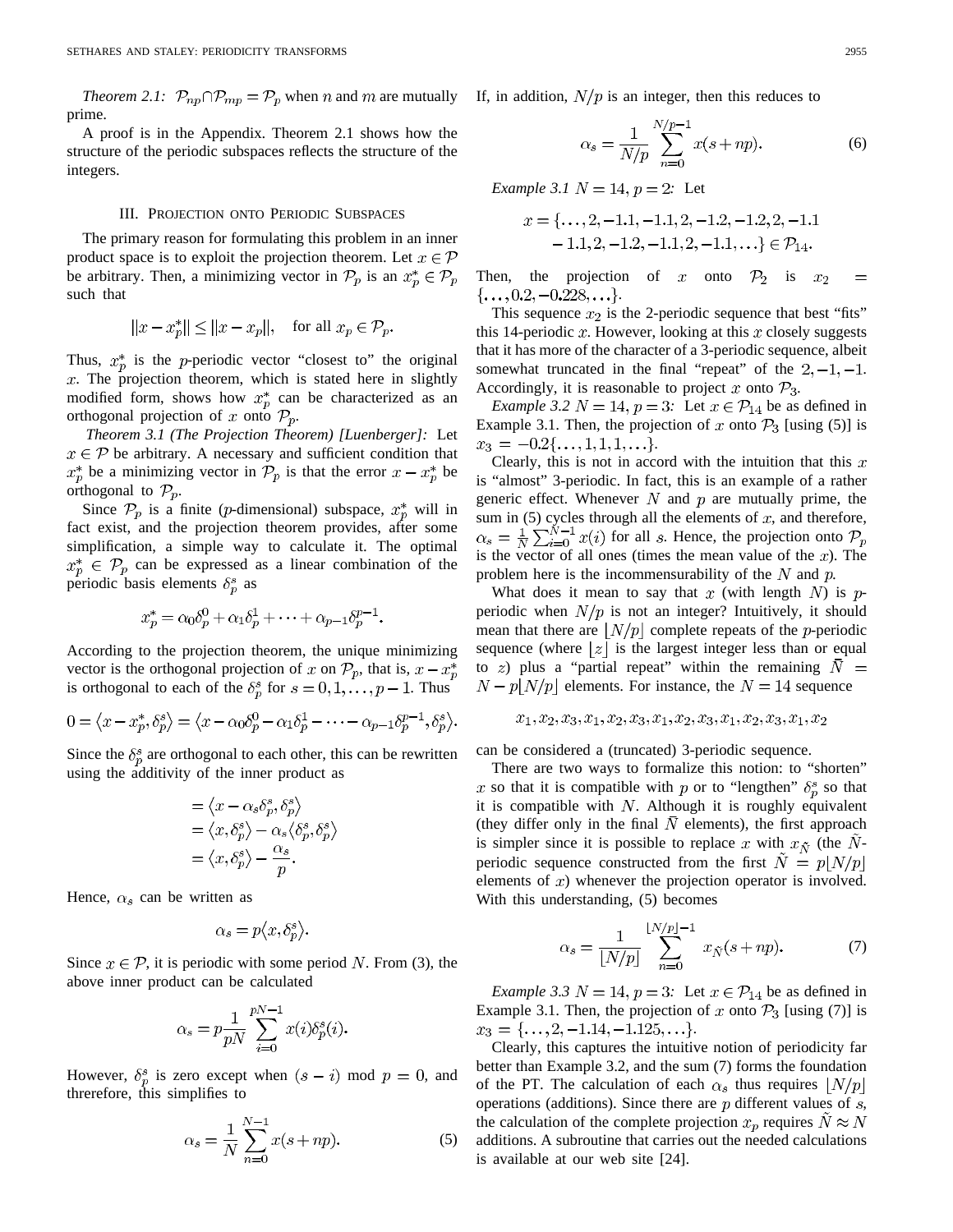*Theorem 2.1:* $\mathcal{P}_{np} \cap \mathcal{P}_{mp} = \mathcal{P}_p$ when $n$ and $m$ are mutually prime.

A proof is in the Appendix. Theorem 2.1 shows how the structure of the periodic subspaces reflects the structure of the integers.

## III. Projection onto Periodic Subspaces

The primary reason for formulating this problem in an inner product space is to exploit the projection theorem. Let $x \in \mathcal{P}$ be arbitrary. Then, a minimizing vector in $\mathcal{P}_p$ is an $x_p^* \in \mathcal{P}_p$ such that

$$\|x - x_p^*\| \leq \|x - x_p\|, \quad \text{for all } x_p \in \mathcal{P}_p.$$

Thus, $x_p^*$ is the $p$-periodic vector "closest to" the original $x$. The projection theorem, which is stated here in slightly modified form, shows how $x_p^*$ can be characterized as an orthogonal projection of $x$ onto $\mathcal{P}_p$.

*Theorem 3.1 (The Projection Theorem) [Luenberger]:* Let $x \in \mathcal{P}$ be arbitrary. A necessary and sufficient condition that $x_p^*$ be a minimizing vector in $\mathcal{P}_p$ is that the error $x - x_p^*$ be orthogonal to $\mathcal{P}_p$.

Since $\mathcal{P}_p$ is a finite ($p$-dimensional) subspace, $x_p^*$ will in fact exist, and the projection theorem provides, after some simplification, a simple way to calculate it. The optimal $x_p^* \in \mathcal{P}_p$ can be expressed as a linear combination of the periodic basis elements $\delta_p^s$ as

$$x_p^* = \alpha_0 \delta_p^0 + \alpha_1 \delta_p^1 + \cdots + \alpha_{p-1} \delta_p^{p-1}.$$

According to the projection theorem, the unique minimizing vector is the orthogonal projection of $x$ on $\mathcal{P}_p$, that is, $x - x_p^*$ is orthogonal to each of the $\delta_p^s$ for $s = 0, 1, \ldots, p-1$. Thus

$$0 = \langle x - x_p^*, \delta_p^s \rangle = \langle x - \alpha_0 \delta_p^0 - \alpha_1 \delta_p^1 - \cdots - \alpha_{p-1} \delta_p^{p-1}, \delta_p^s \rangle.$$

Since the $\delta_p^s$ are orthogonal to each other, this can be rewritten using the additivity of the inner product as

$$\begin{aligned}
&= \langle x - \alpha_s \delta_p^s, \delta_p^s \rangle \\
&= \langle x, \delta_p^s \rangle - \alpha_s \langle \delta_p^s, \delta_p^s \rangle \\
&= \langle x, \delta_p^s \rangle - \frac{\alpha_s}{p}.
\end{aligned}$$

Hence, $\alpha_s$ can be written as

$$\alpha_s = p \langle x, \delta_p^s \rangle.$$

Since $x \in \mathcal{P}$, it is periodic with some period $N$. From (3), the above inner product can be calculated

$$\alpha_s = p \frac{1}{pN} \sum_{i=0}^{pN-1} x(i) \delta_p^s(i).$$

However, $\delta_p^s$ is zero except when $(s - i)$ mod $p = 0$, and threrefore, this simplifies to

$$\alpha_s = \frac{1}{N} \sum_{n=0}^{N-1} x(s + np). \tag{5}$$

If, in addition, $N/p$ is an integer, then this reduces to

$$\alpha_s = \frac{1}{N/p} \sum_{n=0}^{N/p-1} x(s + np). \tag{6}$$

*Example 3.1 $N = 14, p = 2$:* Let

$$\begin{aligned}
x = \{&\ldots, 2, -1.1, -1.1, 2, -1.2, -1.2, 2, -1.1 \\
&- 1.1, 2, -1.2, -1.1, 2, -1.1, \ldots\} \in \mathcal{P}_{14}.
\end{aligned}$$

Then, the projection of $x$ onto $\mathcal{P}_2$ is $x_2 = \{\ldots, 0.2, -0.228, \ldots\}$.

This sequence $x_2$ is the 2-periodic sequence that best "fits" this 14-periodic $x$. However, looking at this $x$ closely suggests that it has more of the character of a 3-periodic sequence, albeit somewhat truncated in the final "repeat" of the $2, -1, -1$. Accordingly, it is reasonable to project $x$ onto $\mathcal{P}_3$.

*Example 3.2 $N = 14, p = 3$:* Let $x \in \mathcal{P}_{14}$ be as defined in Example 3.1. Then, the projection of $x$ onto $\mathcal{P}_3$ [using (5)] is $x_3 = -0.2\{\ldots, 1, 1, 1, \ldots\}$.

Clearly, this is not in accord with the intuition that this $x$ is "almost" 3-periodic. In fact, this is an example of a rather generic effect. Whenever $N$ and $p$ are mutually prime, the sum in (5) cycles through all the elements of $x$, and therefore, $\alpha_s = \frac{1}{N} \sum_{i=0}^{N-1} x(i)$ for all $s$. Hence, the projection onto $\mathcal{P}_p$ is the vector of all ones (times the mean value of the $x$). The problem here is the incommensurability of the $N$ and $p$.

What does it mean to say that $x$ (with length $N$) is $p$-periodic when $N/p$ is not an integer? Intuitively, it should mean that there are $\lfloor N/p \rfloor$ complete repeats of the $p$-periodic sequence (where $\lfloor z \rfloor$ is the largest integer less than or equal to $z$) plus a "partial repeat" within the remaining $\bar{N} = N - p\lfloor N/p \rfloor$ elements. For instance, the $N = 14$ sequence

$$x_1, x_2, x_3, x_1, x_2, x_3, x_1, x_2, x_3, x_1, x_2, x_3, x_1, x_2$$

can be considered a (truncated) 3-periodic sequence.

There are two ways to formalize this notion: to "shorten" $x$ so that it is compatible with $p$ or to "lengthen" $\delta_p^s$ so that it is compatible with $N$. Although it is roughly equivalent (they differ only in the final $\bar{N}$ elements), the first approach is simpler since it is possible to replace $x$ with $x_{\tilde{N}}$ (the $\tilde{N}$-periodic sequence constructed from the first $\tilde{N} = p\lfloor N/p \rfloor$ elements of $x$) whenever the projection operator is involved. With this understanding, (5) becomes

$$\alpha_s = \frac{1}{\lfloor N/p \rfloor} \sum_{n=0}^{\lfloor N/p \rfloor - 1} x_{\tilde{N}}(s + np). \tag{7}$$

*Example 3.3 $N = 14, p = 3$:* Let $x \in \mathcal{P}_{14}$ be as defined in Example 3.1. Then, the projection of $x$ onto $\mathcal{P}_3$ [using (7)] is $x_3 = \{\ldots, 2, -1.14, -1.125, \ldots\}$.

Clearly, this captures the intuitive notion of periodicity far better than Example 3.2, and the sum (7) forms the foundation of the PT. The calculation of each $\alpha_s$ thus requires $\lfloor N/p \rfloor$ operations (additions). Since there are $p$ different values of $s$, the calculation of the complete projection $x_p$ requires $\tilde{N} \approx N$ additions. A subroutine that carries out the needed calculations is available at our web site [24].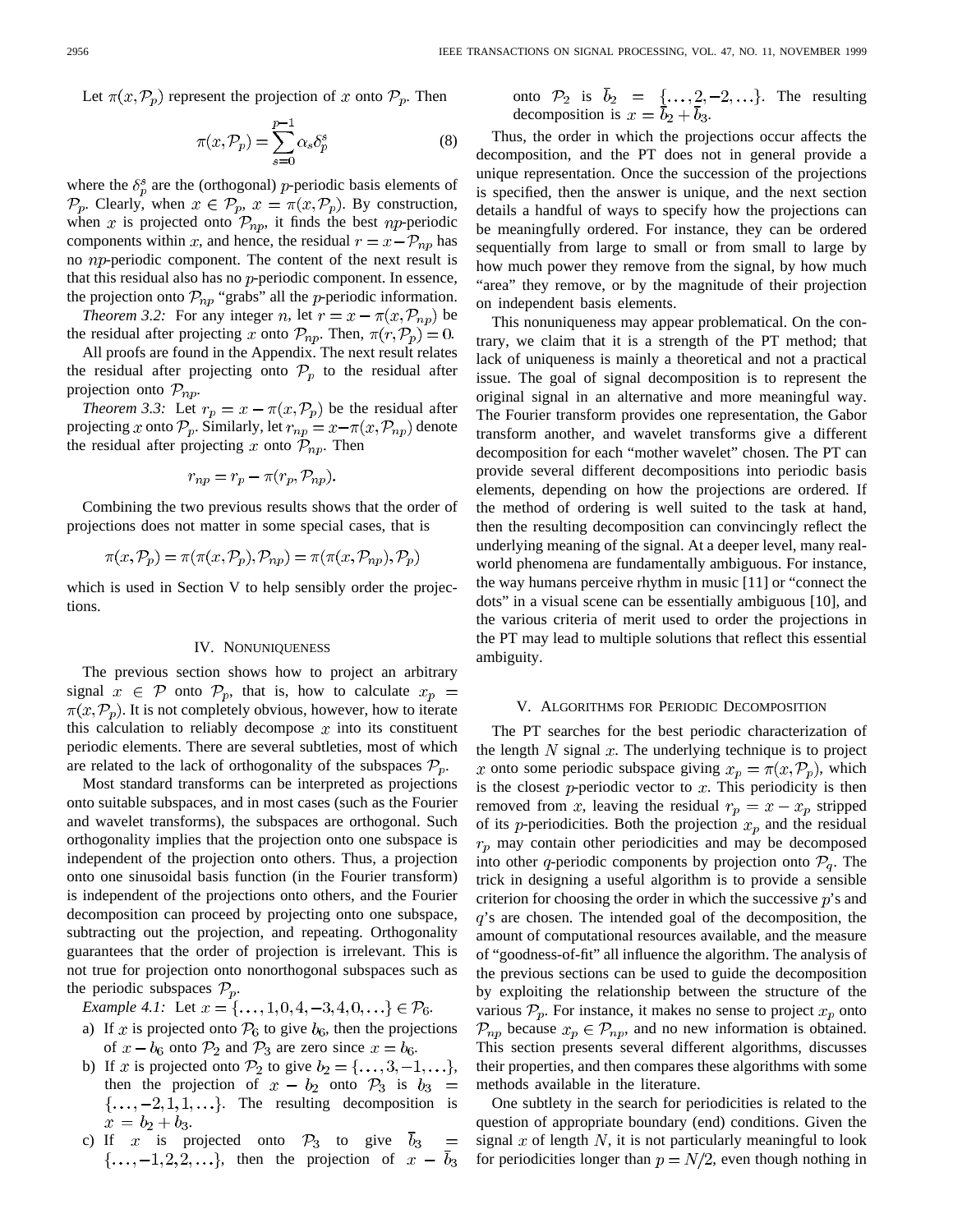Let $\pi(x, \mathcal{P}_p)$ represent the projection of $x$ onto $\mathcal{P}_p$. Then

$$\pi(x, \mathcal{P}_p) = \sum_{s=0}^{p-1} \alpha_s \delta_p^s \tag{8}$$

where the $\delta_p^s$ are the (orthogonal) $p$-periodic basis elements of $\mathcal{P}_p$. Clearly, when $x \in \mathcal{P}_p$, $x = \pi(x, \mathcal{P}_p)$. By construction, when $x$ is projected onto $\mathcal{P}_{np}$, it finds the best $np$-periodic components within $x$, and hence, the residual $r = x - \mathcal{P}_{np}$ has no $np$-periodic component. The content of the next result is that this residual also has no $p$-periodic component. In essence, the projection onto $\mathcal{P}_{np}$ "grabs" all the $p$-periodic information.

*Theorem 3.2:* For any integer $n$, let $r = x - \pi(x, \mathcal{P}_{np})$ be the residual after projecting $x$ onto $\mathcal{P}_{np}$. Then, $\pi(r, \mathcal{P}_p) = 0$.

All proofs are found in the Appendix. The next result relates the residual after projecting onto $\mathcal{P}_p$ to the residual after projection onto $\mathcal{P}_{np}$.

*Theorem 3.3:* Let $r_p = x - \pi(x, \mathcal{P}_p)$ be the residual after projecting $x$ onto $\mathcal{P}_p$. Similarly, let $r_{np} = x - \pi(x, \mathcal{P}_{np})$ denote the residual after projecting $x$ onto $\mathcal{P}_{np}$. Then

$$r_{np} = r_p - \pi(r_p, \mathcal{P}_{np}).$$

Combining the two previous results shows that the order of projections does not matter in some special cases, that is

$$\pi(x, \mathcal{P}_p) = \pi(\pi(x, \mathcal{P}_p), \mathcal{P}_{np}) = \pi(\pi(x, \mathcal{P}_{np}), \mathcal{P}_p)$$

which is used in Section V to help sensibly order the projections.

## IV. Nonuniqueness

The previous section shows how to project an arbitrary signal $x \in \mathcal{P}$ onto $\mathcal{P}_p$, that is, how to calculate $x_p = \pi(x, \mathcal{P}_p)$. It is not completely obvious, however, how to iterate this calculation to reliably decompose $x$ into its constituent periodic elements. There are several subtleties, most of which are related to the lack of orthogonality of the subspaces $\mathcal{P}_p$.

Most standard transforms can be interpreted as projections onto suitable subspaces, and in most cases (such as the Fourier and wavelet transforms), the subspaces are orthogonal. Such orthogonality implies that the projection onto one subspace is independent of the projection onto others. Thus, a projection onto one sinusoidal basis function (in the Fourier transform) is independent of the projections onto others, and the Fourier decomposition can proceed by projecting onto one subspace, subtracting out the projection, and repeating. Orthogonality guarantees that the order of projection is irrelevant. This is not true for projection onto nonorthogonal subspaces such as the periodic subspaces $\mathcal{P}_p$.

*Example 4.1:* Let $x = \{\ldots, 1, 0, 4, -3, 4, 0, \ldots\} \in \mathcal{P}_6$.

a) If $x$ is projected onto $\mathcal{P}_6$ to give $b_6$, then the projections of $x - b_6$ onto $\mathcal{P}_2$ and $\mathcal{P}_3$ are zero since $x = b_6$.
b) If $x$ is projected onto $\mathcal{P}_2$ to give $b_2 = \{\ldots, 3, -1, \ldots\}$, then the projection of $x - b_2$ onto $\mathcal{P}_3$ is $b_3 = \{\ldots, -2, 1, 1, \ldots\}$. The resulting decomposition is $x = b_2 + b_3$.
c) If $x$ is projected onto $\mathcal{P}_3$ to give $\bar{b}_3 = \{\ldots, -1, 2, 2, \ldots\}$, then the projection of $x - \bar{b}_3$ onto $\mathcal{P}_2$ is $\bar{b}_2 = \{\ldots, 2, -2, \ldots\}$. The resulting decomposition is $x = \bar{b}_2 + \bar{b}_3$.

Thus, the order in which the projections occur affects the decomposition, and the PT does not in general provide a unique representation. Once the succession of the projections is specified, then the answer is unique, and the next section details a handful of ways to specify how the projections can be meaningfully ordered. For instance, they can be ordered sequentially from large to small or from small to large by how much power they remove from the signal, by how much "area" they remove, or by the magnitude of their projection on independent basis elements.

This nonuniqueness may appear problematical. On the contrary, we claim that it is a strength of the PT method; that lack of uniqueness is mainly a theoretical and not a practical issue. The goal of signal decomposition is to represent the original signal in an alternative and more meaningful way. The Fourier transform provides one representation, the Gabor transform another, and wavelet transforms give a different decomposition for each "mother wavelet" chosen. The PT can provide several different decompositions into periodic basis elements, depending on how the projections are ordered. If the method of ordering is well suited to the task at hand, then the resulting decomposition can convincingly reflect the underlying meaning of the signal. At a deeper level, many real-world phenomena are fundamentally ambiguous. For instance, the way humans perceive rhythm in music [11] or "connect the dots" in a visual scene can be essentially ambiguous [10], and the various criteria of merit used to order the projections in the PT may lead to multiple solutions that reflect this essential ambiguity.

## V. Algorithms for Periodic Decomposition

The PT searches for the best periodic characterization of the length $N$ signal $x$. The underlying technique is to project $x$ onto some periodic subspace giving $x_p = \pi(x, \mathcal{P}_p)$, which is the closest $p$-periodic vector to $x$. This periodicity is then removed from $x$, leaving the residual $r_p = x - x_p$ stripped of its $p$-periodicities. Both the projection $x_p$ and the residual $r_p$ may contain other periodicities and may be decomposed into other $q$-periodic components by projection onto $\mathcal{P}_q$. The trick in designing a useful algorithm is to provide a sensible criterion for choosing the order in which the successive $p$'s and $q$'s are chosen. The intended goal of the decomposition, the amount of computational resources available, and the measure of "goodness-of-fit" all influence the algorithm. The analysis of the previous sections can be used to guide the decomposition by exploiting the relationship between the structure of the various $\mathcal{P}_p$. For instance, it makes no sense to project $x_p$ onto $\mathcal{P}_{np}$ because $x_p \in \mathcal{P}_{np}$, and no new information is obtained. This section presents several different algorithms, discusses their properties, and then compares these algorithms with some methods available in the literature.

One subtlety in the search for periodicities is related to the question of appropriate boundary (end) conditions. Given the signal $x$ of length $N$, it is not particularly meaningful to look for periodicities longer than $p = N/2$, even though nothing in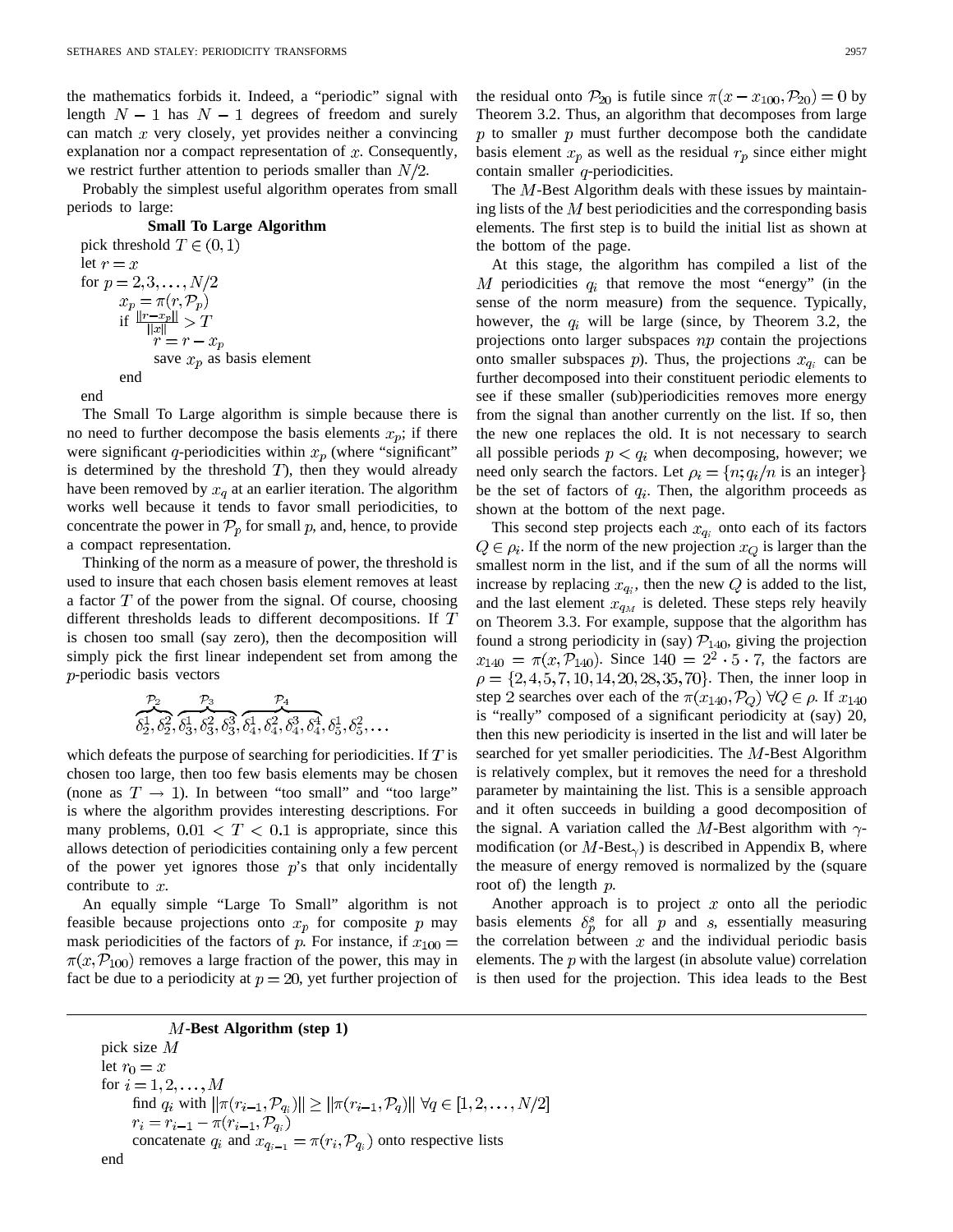the mathematics forbids it. Indeed, a "periodic" signal with length $N-1$ has $N-1$ degrees of freedom and surely can match $x$ very closely, yet provides neither a convincing explanation nor a compact representation of $x$. Consequently, we restrict further attention to periods smaller than $N/2$.

Probably the simplest useful algorithm operates from small periods to large:

**Small To Large Algorithm**

pick threshold $T \in (0,1)$
let $r = x$
for $p = 2, 3, \ldots, N/2$
  $x_p = \pi(r, \mathcal{P}_p)$
  if $\frac{\|r - x_p\|}{\|x\|} > T$
    $r = r - x_p$
    save $x_p$ as basis element
  end
end

The Small To Large algorithm is simple because there is no need to further decompose the basis elements $x_p$; if there were significant $q$-periodicities within $x_p$ (where "significant" is determined by the threshold $T$), then they would already have been removed by $x_q$ at an earlier iteration. The algorithm works well because it tends to favor small periodicities, to concentrate the power in $\mathcal{P}_p$ for small $p$, and, hence, to provide a compact representation.

Thinking of the norm as a measure of power, the threshold is used to insure that each chosen basis element removes at least a factor $T$ of the power from the signal. Of course, choosing different thresholds leads to different decompositions. If $T$ is chosen too small (say zero), then the decomposition will simply pick the first linear independent set from among the $p$-periodic basis vectors

$$\overbrace{\delta_2^1, \delta_2^2}^{\mathcal{P}_2}, \overbrace{\delta_3^1, \delta_3^2, \delta_3^3}^{\mathcal{P}_3}, \overbrace{\delta_4^1, \delta_4^2, \delta_4^3, \delta_4^4}^{\mathcal{P}_4}, \delta_5^1, \delta_5^2, \ldots$$

which defeats the purpose of searching for periodicities. If $T$ is chosen too large, then too few basis elements may be chosen (none as $T \to 1$). In between "too small" and "too large" is where the algorithm provides interesting descriptions. For many problems, $0.01 < T < 0.1$ is appropriate, since this allows detection of periodicities containing only a few percent of the power yet ignores those $p$'s that only incidentally contribute to $x$.

An equally simple "Large To Small" algorithm is not feasible because projections onto $x_p$ for composite $p$ may mask periodicities of the factors of $p$. For instance, if $x_{100} = \pi(x, \mathcal{P}_{100})$ removes a large fraction of the power, this may in fact be due to a periodicity at $p = 20$, yet further projection of the residual onto $\mathcal{P}_{20}$ is futile since $\pi(x - x_{100}, \mathcal{P}_{20}) = 0$ by Theorem 3.2. Thus, an algorithm that decomposes from large $p$ to smaller $p$ must further decompose both the candidate basis element $x_p$ as well as the residual $r_p$ since either might contain smaller $q$-periodicities.

The $M$-Best Algorithm deals with these issues by maintaining lists of the $M$ best periodicities and the corresponding basis elements. The first step is to build the initial list as shown at the bottom of the page.

At this stage, the algorithm has compiled a list of the $M$ periodicities $q_i$ that remove the most "energy" (in the sense of the norm measure) from the sequence. Typically, however, the $q_i$ will be large (since, by Theorem 3.2, the projections onto larger subspaces $np$ contain the projections onto smaller subspaces $p$). Thus, the projections $x_{q_i}$ can be further decomposed into their constituent periodic elements to see if these smaller (sub)periodicities removes more energy from the signal than another currently on the list. If so, then the new one replaces the old. It is not necessary to search all possible periods $p < q_i$ when decomposing, however; we need only search the factors. Let $\rho_i = \{n; q_i/n \text{ is an integer}\}$ be the set of factors of $q_i$. Then, the algorithm proceeds as shown at the bottom of the next page.

This second step projects each $x_{q_i}$ onto each of its factors $Q \in \rho_i$. If the norm of the new projection $x_Q$ is larger than the smallest norm in the list, and if the sum of all the norms will increase by replacing $x_{q_i}$, then the new $Q$ is added to the list, and the last element $x_{q_M}$ is deleted. These steps rely heavily on Theorem 3.3. For example, suppose that the algorithm has found a strong periodicity in (say) $\mathcal{P}_{140}$, giving the projection $x_{140} = \pi(x, \mathcal{P}_{140})$. Since $140 = 2^2 \cdot 5 \cdot 7$, the factors are $\rho = \{2, 4, 5, 7, 10, 14, 20, 28, 35, 70\}$. Then, the inner loop in step 2 searches over each of the $\pi(x_{140}, \mathcal{P}_Q)\ \forall Q \in \rho$. If $x_{140}$ is "really" composed of a significant periodicity at (say) 20, then this new periodicity is inserted in the list and will later be searched for yet smaller periodicities. The $M$-Best Algorithm is relatively complex, but it removes the need for a threshold parameter by maintaining the list. This is a sensible approach and it often succeeds in building a good decomposition of the signal. A variation called the $M$-Best algorithm with $\gamma$-modification (or $M$-Best$_\gamma$) is described in Appendix B, where the measure of energy removed is normalized by the (square root of) the length $p$.

Another approach is to project $x$ onto all the periodic basis elements $\delta_p^s$ for all $p$ and $s$, essentially measuring the correlation between $x$ and the individual periodic basis elements. The $p$ with the largest (in absolute value) correlation is then used for the projection. This idea leads to the Best

**$M$-Best Algorithm (step 1)**

pick size $M$
let $r_0 = x$
for $i = 1, 2, \ldots, M$
  find $q_i$ with $\|\pi(r_{i-1}, \mathcal{P}_{q_i})\| \geq \|\pi(r_{i-1}, \mathcal{P}_q)\|\ \forall q \in [1, 2, \ldots, N/2]$
  $r_i = r_{i-1} - \pi(r_{i-1}, \mathcal{P}_{q_i})$
  concatenate $q_i$ and $x_{q_{i-1}} = \pi(r_i, \mathcal{P}_{q_i})$ onto respective lists
end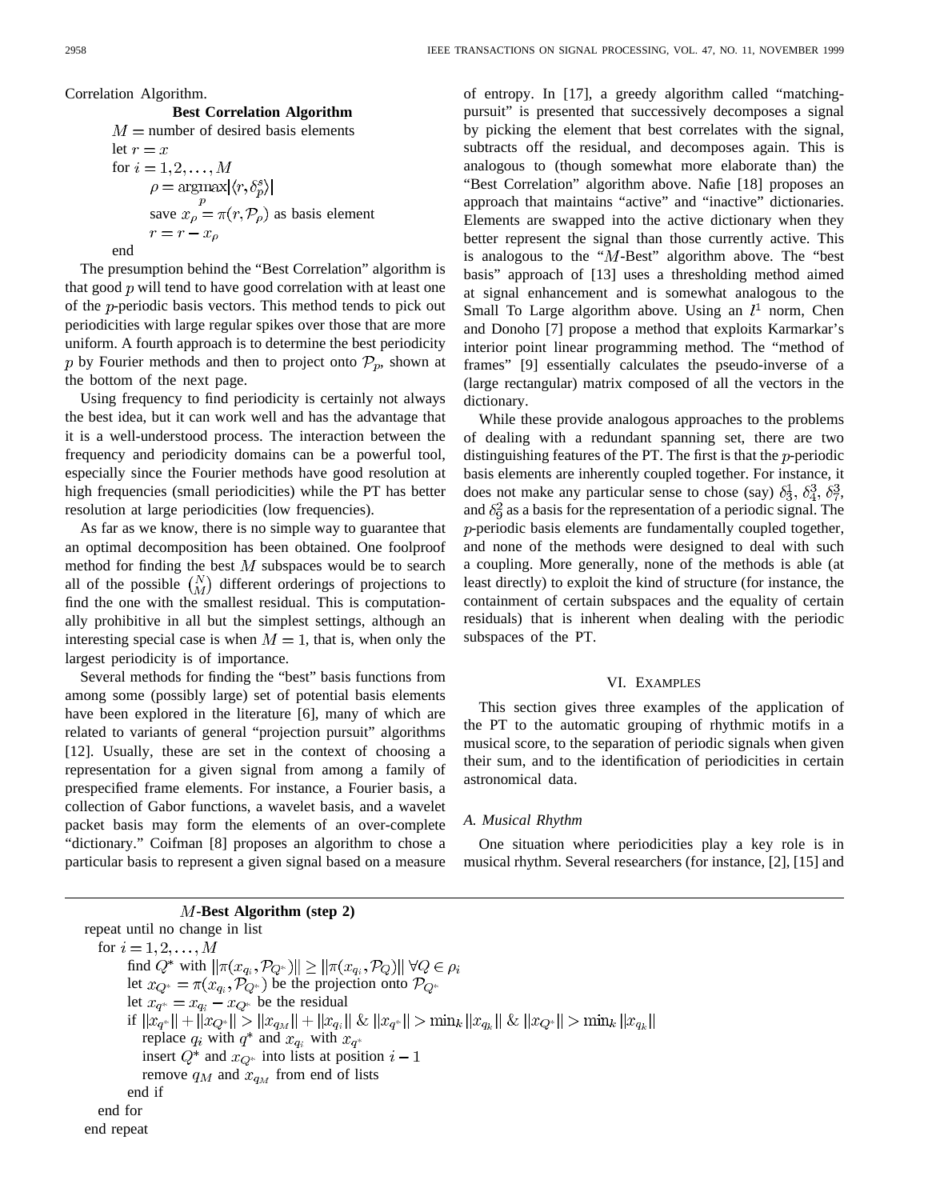Correlation Algorithm.

**Best Correlation Algorithm**

$M =$ number of desired basis elements
let $r = x$
for $i = 1, 2, \ldots, M$
  $\rho = \underset{p}{\text{argmax}} |\langle r, \delta_p^s \rangle|$
  save $x_\rho = \pi(r, \mathcal{P}_\rho)$ as basis element
  $r = r - x_\rho$
end

The presumption behind the "Best Correlation" algorithm is that good $p$ will tend to have good correlation with at least one of the $p$-periodic basis vectors. This method tends to pick out periodicities with large regular spikes over those that are more uniform. A fourth approach is to determine the best periodicity $p$ by Fourier methods and then to project onto $\mathcal{P}_p$, shown at the bottom of the next page.

Using frequency to find periodicity is certainly not always the best idea, but it can work well and has the advantage that it is a well-understood process. The interaction between the frequency and periodicity domains can be a powerful tool, especially since the Fourier methods have good resolution at high frequencies (small periodicities) while the PT has better resolution at large periodicities (low frequencies).

As far as we know, there is no simple way to guarantee that an optimal decomposition has been obtained. One foolproof method for finding the best $M$ subspaces would be to search all of the possible $\binom{N}{M}$ different orderings of projections to find the one with the smallest residual. This is computationally prohibitive in all but the simplest settings, although an interesting special case is when $M = 1$, that is, when only the largest periodicity is of importance.

Several methods for finding the "best" basis functions from among some (possibly large) set of potential basis elements have been explored in the literature [6], many of which are related to variants of general "projection pursuit" algorithms [12]. Usually, these are set in the context of choosing a representation for a given signal from among a family of prespecified frame elements. For instance, a Fourier basis, a collection of Gabor functions, a wavelet basis, and a wavelet packet basis may form the elements of an over-complete "dictionary." Coifman [8] proposes an algorithm to chose a particular basis to represent a given signal based on a measure of entropy. In [17], a greedy algorithm called "matching-pursuit" is presented that successively decomposes a signal by picking the element that best correlates with the signal, subtracts off the residual, and decomposes again. This is analogous to (though somewhat more elaborate than) the "Best Correlation" algorithm above. Nafie [18] proposes an approach that maintains "active" and "inactive" dictionaries. Elements are swapped into the active dictionary when they better represent the signal than those currently active. This is analogous to the "$M$-Best" algorithm above. The "best basis" approach of [13] uses a thresholding method aimed at signal enhancement and is somewhat analogous to the Small To Large algorithm above. Using an $l^1$ norm, Chen and Donoho [7] propose a method that exploits Karmarkar's interior point linear programming method. The "method of frames" [9] essentially calculates the pseudo-inverse of a (large rectangular) matrix composed of all the vectors in the dictionary.

While these provide analogous approaches to the problems of dealing with a redundant spanning set, there are two distinguishing features of the PT. The first is that the $p$-periodic basis elements are inherently coupled together. For instance, it does not make any particular sense to chose (say) $\delta_3^1$, $\delta_4^3$, $\delta_7^3$, and $\delta_9^2$ as a basis for the representation of a periodic signal. The $p$-periodic basis elements are fundamentally coupled together, and none of the methods were designed to deal with such a coupling. More generally, none of the methods is able (at least directly) to exploit the kind of structure (for instance, the containment of certain subspaces and the equality of certain residuals) that is inherent when dealing with the periodic subspaces of the PT.

## VI. Examples

This section gives three examples of the application of the PT to the automatic grouping of rhythmic motifs in a musical score, to the separation of periodic signals when given their sum, and to the identification of periodicities in certain astronomical data.

### A. Musical Rhythm

One situation where periodicities play a key role is in musical rhythm. Several researchers (for instance, [2], [15] and

**$M$-Best Algorithm (step 2)**

repeat until no change in list
 for $i = 1, 2, \ldots, M$
  find $Q^*$ with $\|\pi(x_{q_i}, \mathcal{P}_{Q^*})\| \geq \|\pi(x_{q_i}, \mathcal{P}_Q)\| \; \forall Q \in \rho_i$
  let $x_{Q^*} = \pi(x_{q_i}, \mathcal{P}_{Q^*})$ be the projection onto $\mathcal{P}_{Q^*}$
  let $x_{q^*} = x_{q_i} - x_{Q^*}$ be the residual
  if $\|x_{q^*}\| + \|x_{Q^*}\| > \|x_{q_M}\| + \|x_{q_i}\| \;\&\; \|x_{q^*}\| > \min_k \|x_{q_k}\| \;\&\; \|x_{Q^*}\| > \min_k \|x_{q_k}\|$
   replace $q_i$ with $q^*$ and $x_{q_i}$ with $x_{q^*}$
   insert $Q^*$ and $x_{Q^*}$ into lists at position $i - 1$
   remove $q_M$ and $x_{q_M}$ from end of lists
  end if
 end for
end repeat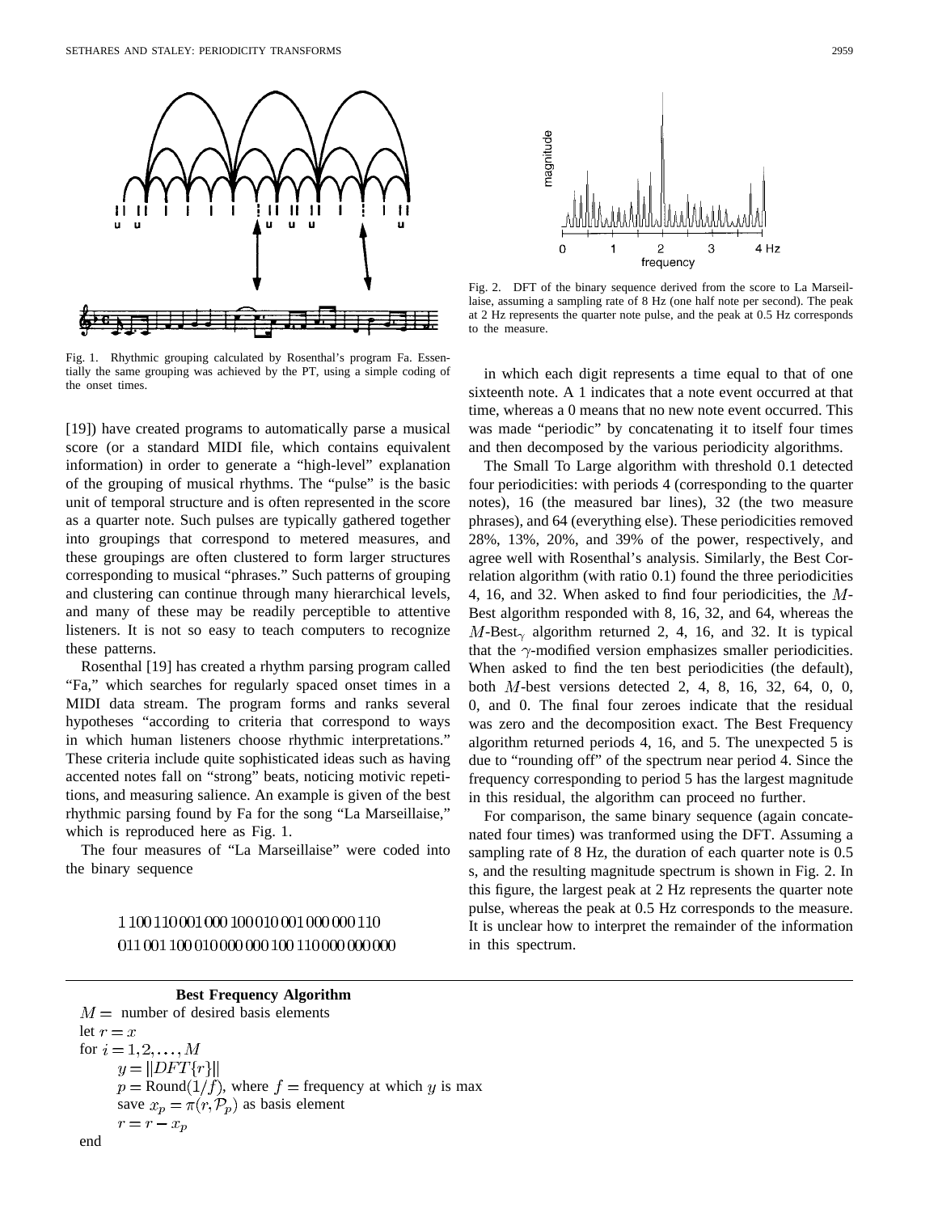Fig. 1. Rhythmic grouping calculated by Rosenthal's program Fa. Essentially the same grouping was achieved by the PT, using a simple coding of the onset times.

[19]) have created programs to automatically parse a musical score (or a standard MIDI file, which contains equivalent information) in order to generate a "high-level" explanation of the grouping of musical rhythms. The "pulse" is the basic unit of temporal structure and is often represented in the score as a quarter note. Such pulses are typically gathered together into groupings that correspond to metered measures, and these groupings are often clustered to form larger structures corresponding to musical "phrases." Such patterns of grouping and clustering can continue through many hierarchical levels, and many of these may be readily perceptible to attentive listeners. It is not so easy to teach computers to recognize these patterns.

Rosenthal [19] has created a rhythm parsing program called "Fa," which searches for regularly spaced onset times in a MIDI data stream. The program forms and ranks several hypotheses "according to criteria that correspond to ways in which human listeners choose rhythmic interpretations." These criteria include quite sophisticated ideas such as having accented notes fall on "strong" beats, noticing motivic repetitions, and measuring salience. An example is given of the best rhythmic parsing found by Fa for the song "La Marseillaise," which is reproduced here as Fig. 1.

The four measures of "La Marseillaise" were coded into the binary sequence

$$1\,100\,110\,001\,000\,100\,010\,001\,000\,000\,110$$
$$011\,001\,100\,010\,000\,000\,100\,110\,000\,000\,000$$

in which each digit represents a time equal to that of one sixteenth note. A 1 indicates that a note event occurred at that time, whereas a 0 means that no new note event occurred. This was made "periodic" by concatenating it to itself four times and then decomposed by the various periodicity algorithms.

The Small To Large algorithm with threshold 0.1 detected four periodicities: with periods 4 (corresponding to the quarter notes), 16 (the measured bar lines), 32 (the two measure phrases), and 64 (everything else). These periodicities removed 28%, 13%, 20%, and 39% of the power, respectively, and agree well with Rosenthal's analysis. Similarly, the Best Correlation algorithm (with ratio 0.1) found the three periodicities 4, 16, and 32. When asked to find four periodicities, the $M$-Best algorithm responded with 8, 16, 32, and 64, whereas the $M$-Best$_\gamma$ algorithm returned 2, 4, 16, and 32. It is typical that the $\gamma$-modified version emphasizes smaller periodicities. When asked to find the ten best periodicities (the default), both $M$-best versions detected 2, 4, 8, 16, 32, 64, 0, 0, 0, and 0. The final four zeroes indicate that the residual was zero and the decomposition exact. The Best Frequency algorithm returned periods 4, 16, and 5. The unexpected 5 is due to "rounding off" of the spectrum near period 4. Since the frequency corresponding to period 5 has the largest magnitude in this residual, the algorithm can proceed no further.

For comparison, the same binary sequence (again concatenated four times) was tranformed using the DFT. Assuming a sampling rate of 8 Hz, the duration of each quarter note is 0.5 s, and the resulting magnitude spectrum is shown in Fig. 2. In this figure, the largest peak at 2 Hz represents the quarter note pulse, whereas the peak at 0.5 Hz corresponds to the measure. It is unclear how to interpret the remainder of the information in this spectrum.

Fig. 2. DFT of the binary sequence derived from the score to La Marseillaise, assuming a sampling rate of 8 Hz (one half note per second). The peak at 2 Hz represents the quarter note pulse, and the peak at 0.5 Hz corresponds to the measure.

**Best Frequency Algorithm**

$M =$ number of desired basis elements
let $r = x$
for $i = 1, 2, \ldots, M$
  $y = \|DFT\{r\}\|$
  $p = \text{Round}(1/f)$, where $f =$ frequency at which $y$ is max
  save $x_p = \pi(r, \mathcal{P}_p)$ as basis element
  $r = r - x_p$
end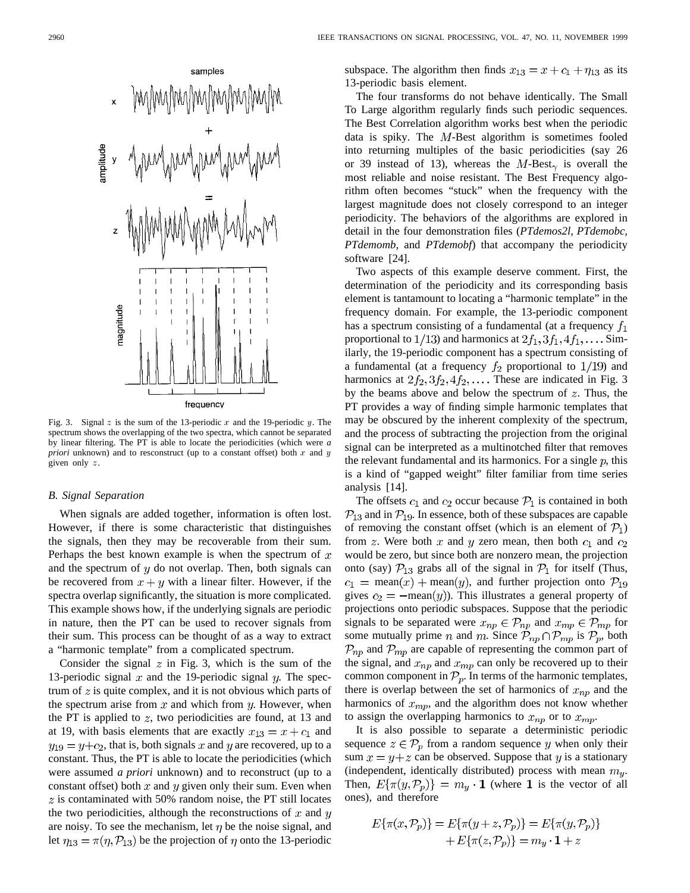Fig. 3. Signal $z$ is the sum of the 13-periodic $x$ and the 19-periodic $y$. The spectrum shows the overlapping of the two spectra, which cannot be separated by linear filtering. The PT is able to locate the periodicities (which were *a priori* unknown) and to resconstruct (up to a constant offset) both $x$ and $y$ given only $z$.

### B. Signal Separation

When signals are added together, information is often lost. However, if there is some characteristic that distinguishes the signals, then they may be recoverable from their sum. Perhaps the best known example is when the spectrum of $x$ and the spectrum of $y$ do not overlap. Then, both signals can be recovered from $x+y$ with a linear filter. However, if the spectra overlap significantly, the situation is more complicated. This example shows how, if the underlying signals are periodic in nature, then the PT can be used to recover signals from their sum. This process can be thought of as a way to extract a "harmonic template" from a complicated spectrum.

Consider the signal $z$ in Fig. 3, which is the sum of the 13-periodic signal $x$ and the 19-periodic signal $y$. The spectrum of $z$ is quite complex, and it is not obvious which parts of the spectrum arise from $x$ and which from $y$. However, when the PT is applied to $z$, two periodicities are found, at 13 and at 19, with basis elements that are exactly $x_{13} = x + c_1$ and $y_{19} = y + c_2$, that is, both signals $x$ and $y$ are recovered, up to a constant. Thus, the PT is able to locate the periodicities (which were assumed *a priori* unknown) and to reconstruct (up to a constant offset) both $x$ and $y$ given only their sum. Even when $z$ is contaminated with 50% random noise, the PT still locates the two periodicities, although the reconstructions of $x$ and $y$ are noisy. To see the mechanism, let $\eta$ be the noise signal, and let $\eta_{13} = \pi(\eta, \mathcal{P}_{13})$ be the projection of $\eta$ onto the 13-periodic subspace. The algorithm then finds $x_{13} = x + c_1 + \eta_{13}$ as its 13-periodic basis element.

The four transforms do not behave identically. The Small To Large algorithm regularly finds such periodic sequences. The Best Correlation algorithm works best when the periodic data is spiky. The $M$-Best algorithm is sometimes fooled into returning multiples of the basic periodicities (say 26 or 39 instead of 13), whereas the $M$-Best$_\gamma$ is overall the most reliable and noise resistant. The Best Frequency algorithm often becomes "stuck" when the frequency with the largest magnitude does not closely correspond to an integer periodicity. The behaviors of the algorithms are explored in detail in the four demonstration files (*PTdemos2l, PTdemobc, PTdemomb,* and *PTdemobf*) that accompany the periodicity software [24].

Two aspects of this example deserve comment. First, the determination of the periodicity and its corresponding basis element is tantamount to locating a "harmonic template" in the frequency domain. For example, the 13-periodic component has a spectrum consisting of a fundamental (at a frequency $f_1$ proportional to $1/13$) and harmonics at $2f_1, 3f_1, 4f_1, \ldots$. Similarly, the 19-periodic component has a spectrum consisting of a fundamental (at a frequency $f_2$ proportional to $1/19$) and harmonics at $2f_2, 3f_2, 4f_2, \ldots$. These are indicated in Fig. 3 by the beams above and below the spectrum of $z$. Thus, the PT provides a way of finding simple harmonic templates that may be obscured by the inherent complexity of the spectrum, and the process of subtracting the projection from the original signal can be interpreted as a multinotched filter that removes the relevant fundamental and its harmonics. For a single $p$, this is a kind of "gapped weight" filter familiar from time series analysis [14].

The offsets $c_1$ and $c_2$ occur because $\mathcal{P}_1$ is contained in both $\mathcal{P}_{13}$ and in $\mathcal{P}_{19}$. In essence, both of these subspaces are capable of removing the constant offset (which is an element of $\mathcal{P}_1$) from $z$. Were both $x$ and $y$ zero mean, then both $c_1$ and $c_2$ would be zero, but since both are nonzero mean, the projection onto (say) $\mathcal{P}_{13}$ grabs all of the signal in $\mathcal{P}_1$ for itself (Thus, $c_1 = \text{mean}(x) + \text{mean}(y)$, and further projection onto $\mathcal{P}_{19}$ gives $c_2 = -\text{mean}(y)$). This illustrates a general property of projections onto periodic subspaces. Suppose that the periodic signals to be separated were $x_{np} \in \mathcal{P}_{np}$ and $x_{mp} \in \mathcal{P}_{mp}$ for some mutually prime $n$ and $m$. Since $\mathcal{P}_{np} \cap \mathcal{P}_{mp}$ is $\mathcal{P}_p$, both $\mathcal{P}_{np}$ and $\mathcal{P}_{mp}$ are capable of representing the common part of the signal, and $x_{np}$ and $x_{mp}$ can only be recovered up to their common component in $\mathcal{P}_p$. In terms of the harmonic templates, there is overlap between the set of harmonics of $x_{np}$ and the harmonics of $x_{mp}$, and the algorithm does not know whether to assign the overlapping harmonics to $x_{np}$ or to $x_{mp}$.

It is also possible to separate a deterministic periodic sequence $z \in \mathcal{P}_p$ from a random sequence $y$ when only their sum $x = y + z$ can be observed. Suppose that $y$ is a stationary (independent, identically distributed) process with mean $m_y$. Then, $E\{\pi(y, \mathcal{P}_p)\} = m_y \cdot \mathbf{1}$ (where $\mathbf{1}$ is the vector of all ones), and therefore

$$E\{\pi(x, \mathcal{P}_p)\} = E\{\pi(y+z, \mathcal{P}_p)\} = E\{\pi(y, \mathcal{P}_p)\} + E\{\pi(z, \mathcal{P}_p)\} = m_y \cdot \mathbf{1} + z$$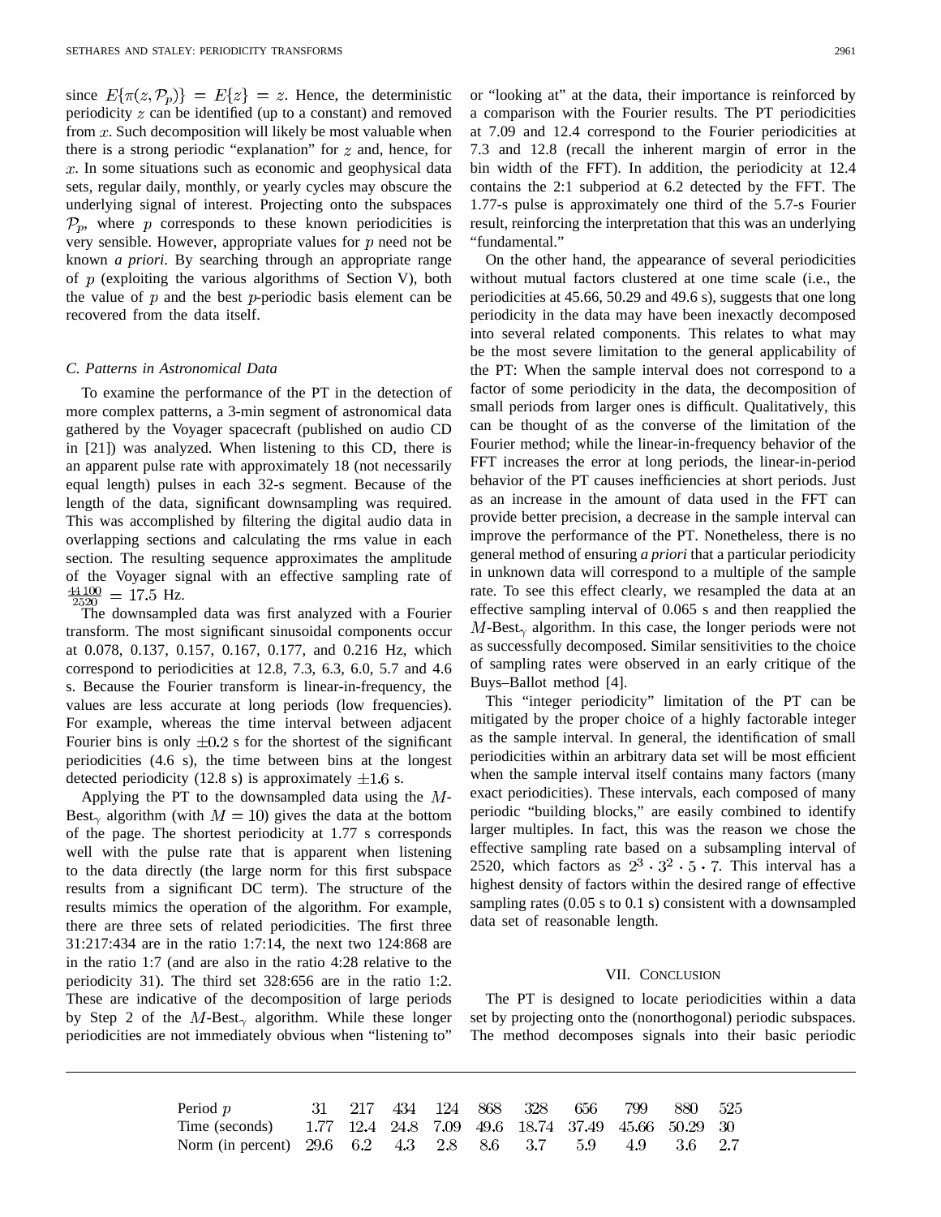since $E\{\pi(z, \mathcal{P}_p)\} = E\{z\} = z$. Hence, the deterministic periodicity $z$ can be identified (up to a constant) and removed from $x$. Such decomposition will likely be most valuable when there is a strong periodic "explanation" for $z$ and, hence, for $x$. In some situations such as economic and geophysical data sets, regular daily, monthly, or yearly cycles may obscure the underlying signal of interest. Projecting onto the subspaces $\mathcal{P}_p$, where $p$ corresponds to these known periodicities is very sensible. However, appropriate values for $p$ need not be known *a priori*. By searching through an appropriate range of $p$ (exploiting the various algorithms of Section V), both the value of $p$ and the best $p$-periodic basis element can be recovered from the data itself.

### C. Patterns in Astronomical Data

To examine the performance of the PT in the detection of more complex patterns, a 3-min segment of astronomical data gathered by the Voyager spacecraft (published on audio CD in [21]) was analyzed. When listening to this CD, there is an apparent pulse rate with approximately 18 (not necessarily equal length) pulses in each 32-s segment. Because of the length of the data, significant downsampling was required. This was accomplished by filtering the digital audio data in overlapping sections and calculating the rms value in each section. The resulting sequence approximates the amplitude of the Voyager signal with an effective sampling rate of $\frac{44\,100}{2520} = 17.5$ Hz.

The downsampled data was first analyzed with a Fourier transform. The most significant sinusoidal components occur at 0.078, 0.137, 0.157, 0.167, 0.177, and 0.216 Hz, which correspond to periodicities at 12.8, 7.3, 6.3, 6.0, 5.7 and 4.6 s. Because the Fourier transform is linear-in-frequency, the values are less accurate at long periods (low frequencies). For example, whereas the time interval between adjacent Fourier bins is only $\pm 0.2$ s for the shortest of the significant periodicities (4.6 s), the time between bins at the longest detected periodicity (12.8 s) is approximately $\pm 1.6$ s.

Applying the PT to the downsampled data using the $M$-Best$_\gamma$ algorithm (with $M = 10$) gives the data at the bottom of the page. The shortest periodicity at 1.77 s corresponds well with the pulse rate that is apparent when listening to the data directly (the large norm for this first subspace results from a significant DC term). The structure of the results mimics the operation of the algorithm. For example, there are three sets of related periodicities. The first three 31:217:434 are in the ratio 1:7:14, the next two 124:868 are in the ratio 1:7 (and are also in the ratio 4:28 relative to the periodicity 31). The third set 328:656 are in the ratio 1:2. These are indicative of the decomposition of large periods by Step 2 of the $M$-Best$_\gamma$ algorithm. While these longer periodicities are not immediately obvious when "listening to" or "looking at" the data, their importance is reinforced by a comparison with the Fourier results. The PT periodicities at 7.09 and 12.4 correspond to the Fourier periodicities at 7.3 and 12.8 (recall the inherent margin of error in the bin width of the FFT). In addition, the periodicity at 12.4 contains the 2:1 subperiod at 6.2 detected by the FFT. The 1.77-s pulse is approximately one third of the 5.7-s Fourier result, reinforcing the interpretation that this was an underlying "fundamental."

On the other hand, the appearance of several periodicities without mutual factors clustered at one time scale (i.e., the periodicities at 45.66, 50.29 and 49.6 s), suggests that one long periodicity in the data may have been inexactly decomposed into several related components. This relates to what may be the most severe limitation to the general applicability of the PT: When the sample interval does not correspond to a factor of some periodicity in the data, the decomposition of small periods from larger ones is difficult. Qualitatively, this can be thought of as the converse of the limitation of the Fourier method; while the linear-in-frequency behavior of the FFT increases the error at long periods, the linear-in-period behavior of the PT causes inefficiencies at short periods. Just as an increase in the amount of data used in the FFT can provide better precision, a decrease in the sample interval can improve the performance of the PT. Nonetheless, there is no general method of ensuring *a priori* that a particular periodicity in unknown data will correspond to a multiple of the sample rate. To see this effect clearly, we resampled the data at an effective sampling interval of 0.065 s and then reapplied the $M$-Best$_\gamma$ algorithm. In this case, the longer periods were not as successfully decomposed. Similar sensitivities to the choice of sampling rates were observed in an early critique of the Buys–Ballot method [4].

This "integer periodicity" limitation of the PT can be mitigated by the proper choice of a highly factorable integer as the sample interval. In general, the identification of small periodicities within an arbitrary data set will be most efficient when the sample interval itself contains many factors (many exact periodicities). These intervals, each composed of many periodic "building blocks," are easily combined to identify larger multiples. In fact, this was the reason we chose the effective sampling rate based on a subsampling interval of 2520, which factors as $2^3 \cdot 3^2 \cdot 5 \cdot 7$. This interval has a highest density of factors within the desired range of effective sampling rates (0.05 s to 0.1 s) consistent with a downsampled data set of reasonable length.

## VII. Conclusion

The PT is designed to locate periodicities within a data set by projecting onto the (nonorthogonal) periodic subspaces. The method decomposes signals into their basic periodic

| Period $p$ | 31 | 217 | 434 | 124 | 868 | 328 | 656 | 799 | 880 | 525 |
|---|---|---|---|---|---|---|---|---|---|---|
| Time (seconds) | 1.77 | 12.4 | 24.8 | 7.09 | 49.6 | 18.74 | 37.49 | 45.66 | 50.29 | 30 |
| Norm (in percent) | 29.6 | 6.2 | 4.3 | 2.8 | 8.6 | 3.7 | 5.9 | 4.9 | 3.6 | 2.7 |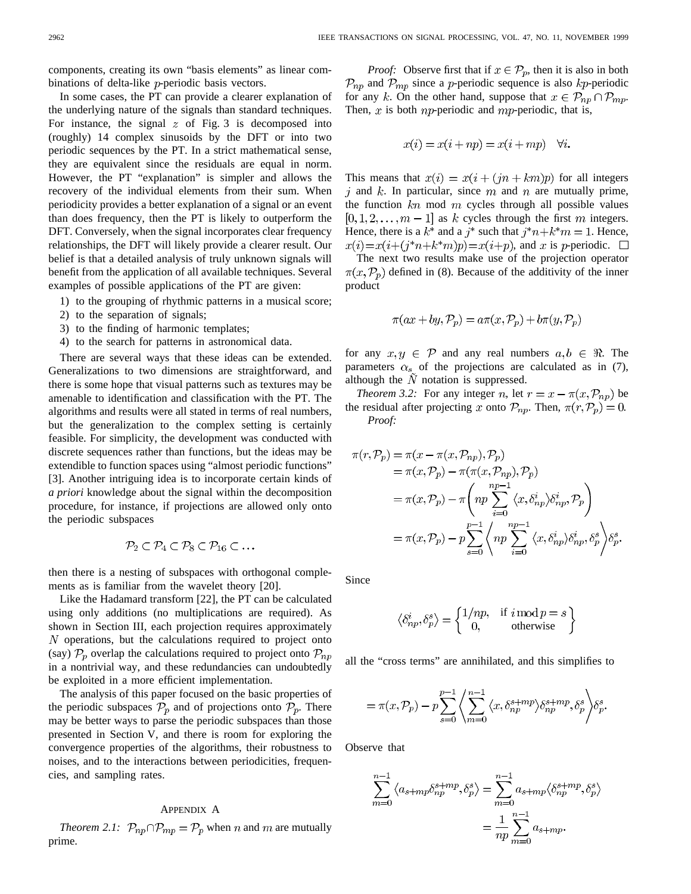components, creating its own "basis elements" as linear combinations of delta-like $p$-periodic basis vectors.

In some cases, the PT can provide a clearer explanation of the underlying nature of the signals than standard techniques. For instance, the signal $z$ of Fig. 3 is decomposed into (roughly) 14 complex sinusoids by the DFT or into two periodic sequences by the PT. In a strict mathematical sense, they are equivalent since the residuals are equal in norm. However, the PT "explanation" is simpler and allows the recovery of the individual elements from their sum. When periodicity provides a better explanation of a signal or an event than does frequency, then the PT is likely to outperform the DFT. Conversely, when the signal incorporates clear frequency relationships, the DFT will likely provide a clearer result. Our belief is that a detailed analysis of truly unknown signals will benefit from the application of all available techniques. Several examples of possible applications of the PT are given:

1) to the grouping of rhythmic patterns in a musical score;
2) to the separation of signals;
3) to the finding of harmonic templates;
4) to the search for patterns in astronomical data.

There are several ways that these ideas can be extended. Generalizations to two dimensions are straightforward, and there is some hope that visual patterns such as textures may be amenable to identification and classification with the PT. The algorithms and results were all stated in terms of real numbers, but the generalization to the complex setting is certainly feasible. For simplicity, the development was conducted with discrete sequences rather than functions, but the ideas may be extendible to function spaces using "almost periodic functions" [3]. Another intriguing idea is to incorporate certain kinds of *a priori* knowledge about the signal within the decomposition procedure, for instance, if projections are allowed only onto the periodic subspaces

$$\mathcal{P}_2 \subset \mathcal{P}_4 \subset \mathcal{P}_8 \subset \mathcal{P}_{16} \subset \ldots$$

then there is a nesting of subspaces with orthogonal complements as is familiar from the wavelet theory [20].

Like the Hadamard transform [22], the PT can be calculated using only additions (no multiplications are required). As shown in Section III, each projection requires approximately $N$ operations, but the calculations required to project onto (say) $\mathcal{P}_p$ overlap the calculations required to project onto $\mathcal{P}_{np}$ in a nontrivial way, and these redundancies can undoubtedly be exploited in a more efficient implementation.

The analysis of this paper focused on the basic properties of the periodic subspaces $\mathcal{P}_p$ and of projections onto $\mathcal{P}_p$. There may be better ways to parse the periodic subspaces than those presented in Section V, and there is room for exploring the convergence properties of the algorithms, their robustness to noises, and to the interactions between periodicities, frequencies, and sampling rates.

## Appendix A

*Theorem 2.1:* $\mathcal{P}_{np} \cap \mathcal{P}_{mp} = \mathcal{P}_p$ when $n$ and $m$ are mutually prime.

*Proof:* Observe first that if $x \in \mathcal{P}_p$, then it is also in both $\mathcal{P}_{np}$ and $\mathcal{P}_{mp}$ since a $p$-periodic sequence is also $kp$-periodic for any $k$. On the other hand, suppose that $x \in \mathcal{P}_{np} \cap \mathcal{P}_{mp}$. Then, $x$ is both $np$-periodic and $mp$-periodic, that is,

$$x(i) = x(i + np) = x(i + mp) \quad \forall i.$$

This means that $x(i) = x(i + (jn + km)p)$ for all integers $j$ and $k$. In particular, since $m$ and $n$ are mutually prime, the function $kn \bmod m$ cycles through all possible values $[0, 1, 2, \ldots, m-1]$ as $k$ cycles through the first $m$ integers. Hence, there is a $k^*$ and a $j^*$ such that $j^*n + k^*m = 1$. Hence, $x(i) = x(i + (j^*n + k^*m)p) = x(i+p)$, and $x$ is $p$-periodic. □

The next two results make use of the projection operator $\pi(x, \mathcal{P}_p)$ defined in (8). Because of the additivity of the inner product

$$\pi(ax + by, \mathcal{P}_p) = a\pi(x, \mathcal{P}_p) + b\pi(y, \mathcal{P}_p)$$

for any $x, y \in \mathcal{P}$ and any real numbers $a, b \in \Re$. The parameters $\alpha_s$ of the projections are calculated as in (7), although the $\tilde{N}$ notation is suppressed.

*Theorem 3.2:* For any integer $n$, let $r = x - \pi(x, \mathcal{P}_{np})$ be the residual after projecting $x$ onto $\mathcal{P}_{np}$. Then, $\pi(r, \mathcal{P}_p) = 0$.

*Proof:*

$$\begin{aligned}
\pi(r, \mathcal{P}_p) &= \pi(x - \pi(x, \mathcal{P}_{np}), \mathcal{P}_p) \\
&= \pi(x, \mathcal{P}_p) - \pi(\pi(x, \mathcal{P}_{np}), \mathcal{P}_p) \\
&= \pi(x, \mathcal{P}_p) - \pi\left(np \sum_{i=0}^{np-1} \langle x, \delta_{np}^i \rangle \delta_{np}^i, \mathcal{P}_p\right) \\
&= \pi(x, \mathcal{P}_p) - p \sum_{s=0}^{p-1} \left\langle np \sum_{i=0}^{np-1} \langle x, \delta_{np}^i \rangle \delta_{np}^i, \delta_p^s \right\rangle \delta_p^s.
\end{aligned}$$

Since

$$\langle \delta_{np}^i, \delta_p^s \rangle = \begin{cases} 1/np, & \text{if } i \bmod p = s \\ 0, & \text{otherwise} \end{cases}$$

all the "cross terms" are annihilated, and this simplifies to

$$= \pi(x, \mathcal{P}_p) - p \sum_{s=0}^{p-1} \left\langle \sum_{m=0}^{n-1} \langle x, \delta_{np}^{s+mp} \rangle \delta_{np}^{s+mp}, \delta_p^s \right\rangle \delta_p^s.$$

Observe that

$$\begin{aligned}
\sum_{m=0}^{n-1} \langle a_{s+mp} \delta_{np}^{s+mp}, \delta_p^s \rangle &= \sum_{m=0}^{n-1} a_{s+mp} \langle \delta_{np}^{s+mp}, \delta_p^s \rangle \\
&= \frac{1}{np} \sum_{m=0}^{n-1} a_{s+mp}.
\end{aligned}$$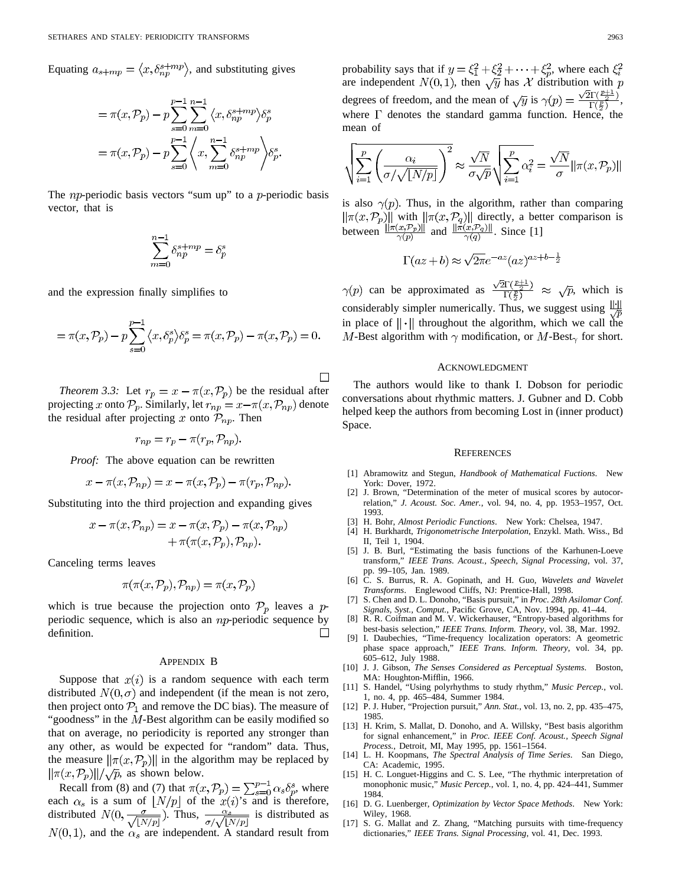Equating $a_{s+mp} = \langle x, \delta_{np}^{s+mp} \rangle$, and substituting gives

$$
\begin{aligned}
&= \pi(x, \mathcal{P}_p) - p \sum_{s=0}^{p-1} \sum_{m=0}^{n-1} \langle x, \delta_{np}^{s+mp} \rangle \delta_p^s \\
&= \pi(x, \mathcal{P}_p) - p \sum_{s=0}^{p-1} \left\langle x, \sum_{m=0}^{n-1} \delta_{np}^{s+mp} \right\rangle \delta_p^s.
\end{aligned}
$$

The $np$-periodic basis vectors "sum up" to a $p$-periodic basis vector, that is

$$
\sum_{m=0}^{n-1} \delta_{np}^{s+mp} = \delta_p^s
$$

and the expression finally simplifies to

$$
= \pi(x, \mathcal{P}_p) - p \sum_{s=0}^{p-1} \langle x, \delta_p^s \rangle \delta_p^s = \pi(x, \mathcal{P}_p) - \pi(x, \mathcal{P}_p) = 0.
$$

□

*Theorem 3.3:* Let $r_p = x - \pi(x, \mathcal{P}_p)$ be the residual after projecting $x$ onto $\mathcal{P}_p$. Similarly, let $r_{np} = x - \pi(x, \mathcal{P}_{np})$ denote the residual after projecting $x$ onto $\mathcal{P}_{np}$. Then

$$
r_{np} = r_p - \pi(r_p, \mathcal{P}_{np}).
$$

*Proof:* The above equation can be rewritten

$$
x - \pi(x, \mathcal{P}_{np}) = x - \pi(x, \mathcal{P}_p) - \pi(r_p, \mathcal{P}_{np}).
$$

Substituting into the third projection and expanding gives

$$
\begin{aligned}
x - \pi(x, \mathcal{P}_{np}) = x &- \pi(x, \mathcal{P}_p) - \pi(x, \mathcal{P}_{np}) \\
&+ \pi(\pi(x, \mathcal{P}_p), \mathcal{P}_{np}).
\end{aligned}
$$

Canceling terms leaves

$$
\pi(\pi(x, \mathcal{P}_p), \mathcal{P}_{np}) = \pi(x, \mathcal{P}_p)
$$

which is true because the projection onto $\mathcal{P}_p$ leaves a $p$-periodic sequence, which is also an $np$-periodic sequence by definition. □

## APPENDIX B

Suppose that $x(i)$ is a random sequence with each term distributed $N(0, \sigma)$ and independent (if the mean is not zero, then project onto $\mathcal{P}_1$ and remove the DC bias). The measure of "goodness" in the $M$-Best algorithm can be easily modified so that on average, no periodicity is reported any stronger than any other, as would be expected for "random" data. Thus, the measure $\|\pi(x, \mathcal{P}_p)\|$ in the algorithm may be replaced by $\|\pi(x, \mathcal{P}_p)\|/\sqrt{p}$, as shown below.

Recall from (8) and (7) that $\pi(x, \mathcal{P}_p) = \sum_{s=0}^{p-1} \alpha_s \delta_p^s$, where each $\alpha_s$ is a sum of $\lfloor N/p \rfloor$ of the $x(i)$'s and is therefore, distributed $N(0, \frac{\sigma}{\sqrt{\lfloor N/p \rfloor}})$. Thus, $\frac{\alpha_s}{\sigma/\sqrt{\lfloor N/p \rfloor}}$ is distributed as $N(0, 1)$, and the $\alpha_s$ are independent. A standard result from probability says that if $y = \xi_1^2 + \xi_2^2 + \cdots + \xi_p^2$, where each $\xi_i^2$ are independent $N(0, 1)$, then $\sqrt{y}$ has $\mathcal{X}$ distribution with $p$ degrees of freedom, and the mean of $\sqrt{y}$ is $\gamma(p) = \frac{\sqrt{2}\Gamma(\frac{p+1}{2})}{\Gamma(\frac{p}{2})}$, where $\Gamma$ denotes the standard gamma function. Hence, the mean of

$$
\sqrt{\sum_{i=1}^{p} \left( \frac{\alpha_i}{\sigma/\sqrt{\lfloor N/p \rfloor}} \right)^2} \approx \frac{\sqrt{N}}{\sigma\sqrt{p}} \sqrt{\sum_{i=1}^{p} \alpha_i^2} = \frac{\sqrt{N}}{\sigma} \|\pi(x, \mathcal{P}_p)\|
$$

is also $\gamma(p)$. Thus, in the algorithm, rather than comparing $\|\pi(x, \mathcal{P}_p)\|$ with $\|\pi(x, \mathcal{P}_q)\|$ directly, a better comparison is between $\frac{\|\pi(x, \mathcal{P}_p)\|}{\gamma(p)}$ and $\frac{\|\pi(x, \mathcal{P}_q)\|}{\gamma(q)}$. Since [1]

$$
\Gamma(az + b) \approx \sqrt{2\pi} e^{-az} (az)^{az + b - \frac{1}{2}}
$$

$\gamma(p)$ can be approximated as $\frac{\sqrt{2}\Gamma(\frac{p+1}{2})}{\Gamma(\frac{p}{2})} \approx \sqrt{p}$, which is considerably simpler numerically. Thus, we suggest using $\frac{\|\cdot\|}{\sqrt{p}}$ in place of $\|\cdot\|$ throughout the algorithm, which we call the $M$-Best algorithm with $\gamma$ modification, or $M$-Best$_\gamma$ for short.

## ACKNOWLEDGMENT

The authors would like to thank I. Dobson for periodic conversations about rhythmic matters. J. Gubner and D. Cobb helped keep the authors from becoming Lost in (inner product) Space.

## REFERENCES

[1] Abramowitz and Stegun, *Handbook of Mathematical Fuctions*. New York: Dover, 1972.

[2] J. Brown, "Determination of the meter of musical scores by autocorrelation," *J. Acoust. Soc. Amer.*, vol. 94, no. 4, pp. 1953–1957, Oct. 1993.

[3] H. Bohr, *Almost Periodic Functions*. New York: Chelsea, 1947.

[4] H. Burkhardt, *Trigonometrische Interpolation*, Enzykl. Math. Wiss., Bd II, Teil 1, 1904.

[5] J. B. Burl, "Estimating the basis functions of the Karhunen-Loeve transform," *IEEE Trans. Acoust., Speech, Signal Processing*, vol. 37, pp. 99–105, Jan. 1989.

[6] C. S. Burrus, R. A. Gopinath, and H. Guo, *Wavelets and Wavelet Transforms*. Englewood Cliffs, NJ: Prentice-Hall, 1998.

[7] S. Chen and D. L. Donoho, "Basis pursuit," in *Proc. 28th Asilomar Conf. Signals, Syst., Comput.*, Pacific Grove, CA, Nov. 1994, pp. 41–44.

[8] R. R. Coifman and M. V. Wickerhauser, "Entropy-based algorithms for best-basis selection," *IEEE Trans. Inform. Theory*, vol. 38, Mar. 1992.

[9] I. Daubechies, "Time-frequency localization operators: A geometric phase space approach," *IEEE Trans. Inform. Theory*, vol. 34, pp. 605–612, July 1988.

[10] J. J. Gibson, *The Senses Considered as Perceptual Systems*. Boston, MA: Houghton-Mifflin, 1966.

[11] S. Handel, "Using polyrhythms to study rhythm," *Music Percep.*, vol. 1, no. 4, pp. 465–484, Summer 1984.

[12] P. J. Huber, "Projection pursuit," *Ann. Stat.*, vol. 13, no. 2, pp. 435–475, 1985.

[13] H. Krim, S. Mallat, D. Donoho, and A. Willsky, "Best basis algorithm for signal enhancement," in *Proc. IEEE Conf. Acoust., Speech Signal Process.*, Detroit, MI, May 1995, pp. 1561–1564.

[14] L. H. Koopmans, *The Spectral Analysis of Time Series*. San Diego, CA: Academic, 1995.

[15] H. C. Longuet-Higgins and C. S. Lee, "The rhythmic interpretation of monophonic music," *Music Percep.*, vol. 1, no. 4, pp. 424–441, Summer 1984.

[16] D. G. Luenberger, *Optimization by Vector Space Methods*. New York: Wiley, 1968.

[17] S. G. Mallat and Z. Zhang, "Matching pursuits with time-frequency dictionaries," *IEEE Trans. Signal Processing*, vol. 41, Dec. 1993.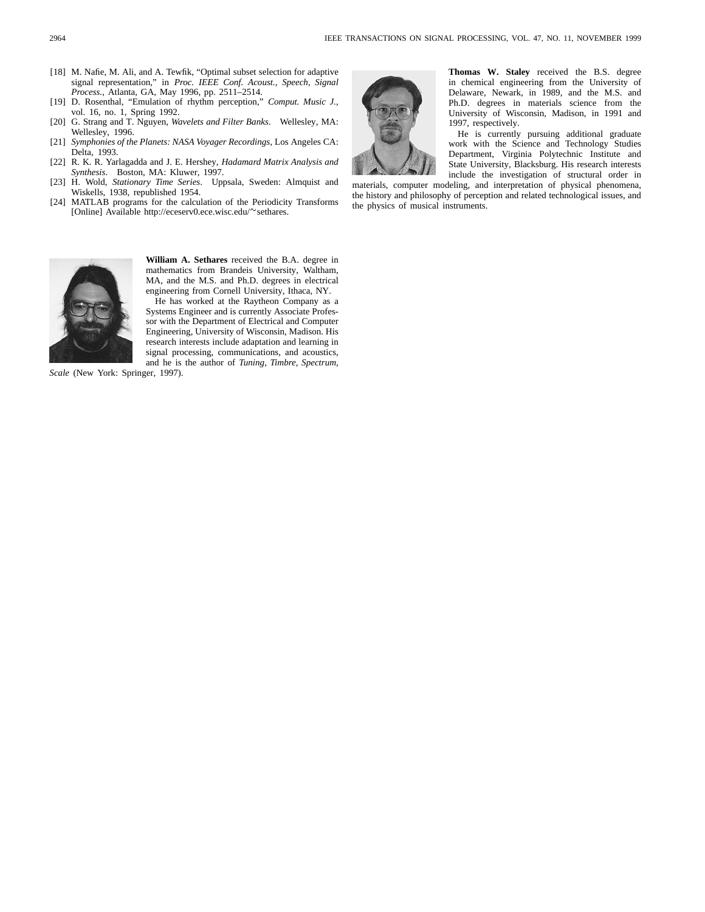[18] M. Nafie, M. Ali, and A. Tewfik, "Optimal subset selection for adaptive signal representation," in *Proc. IEEE Conf. Acoust., Speech, Signal Process.*, Atlanta, GA, May 1996, pp. 2511–2514.

[19] D. Rosenthal, "Emulation of rhythm perception," *Comput. Music J.*, vol. 16, no. 1, Spring 1992.

[20] G. Strang and T. Nguyen, *Wavelets and Filter Banks*. Wellesley, MA: Wellesley, 1996.

[21] *Symphonies of the Planets: NASA Voyager Recordings*, Los Angeles CA: Delta, 1993.

[22] R. K. R. Yarlagadda and J. E. Hershey, *Hadamard Matrix Analysis and Synthesis*. Boston, MA: Kluwer, 1997.

[23] H. Wold, *Stationary Time Series*. Uppsala, Sweden: Almquist and Wiskells, 1938, republished 1954.

[24] MATLAB programs for the calculation of the Periodicity Transforms [Online] Available http://eceserv0.ece.wisc.edu/~sethares.

**William A. Sethares** received the B.A. degree in mathematics from Brandeis University, Waltham, MA, and the M.S. and Ph.D. degrees in electrical engineering from Cornell University, Ithaca, NY.

He has worked at the Raytheon Company as a Systems Engineer and is currently Associate Professor with the Department of Electrical and Computer Engineering, University of Wisconsin, Madison. His research interests include adaptation and learning in signal processing, communications, and acoustics, and he is the author of *Tuning, Timbre, Spectrum, Scale* (New York: Springer, 1997).

**Thomas W. Staley** received the B.S. degree in chemical engineering from the University of Delaware, Newark, in 1989, and the M.S. and Ph.D. degrees in materials science from the University of Wisconsin, Madison, in 1991 and 1997, respectively.

He is currently pursuing additional graduate work with the Science and Technology Studies Department, Virginia Polytechnic Institute and State University, Blacksburg. His research interests include the investigation of structural order in materials, computer modeling, and interpretation of physical phenomena, the history and philosophy of perception and related technological issues, and the physics of musical instruments.